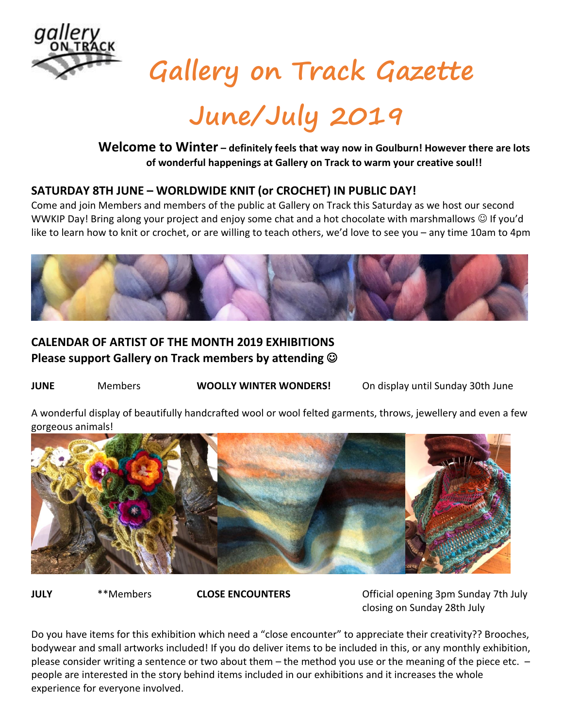# Gallery on Track Gazette

# June/July 2019

**Welcome to Winter – definitely feels that way now in Goulburn! However there are lots of wonderful happenings at Gallery on Track to warm your creative soul!!**

## SATURDAY 8TH JUNE – WORLDWIDE KNIT (or CROCHET) IN PUBLIC DAY!

Come and join Members and members of the public at Gallery on Track this Saturday as we host our second WWKIP Day! Bring along your project and enjoy some chat and a hot chocolate with marshmallows ☺ If you'd like to learn how to knit or crochet, or are willing to teach others, we'd love to see you – any time 10am to 4pm

## CALENDAR OF ARTIST OF THE MONTH 2019 EXHIBITIONS

**Please support Gallery on Track members by attending ☺**

| | | | |
|---|---|---|---|
| **JUNE** | Members | **WOOLLY WINTER WONDERS!** | On display until Sunday 30th June |

A wonderful display of beautifully handcrafted wool or wool felted garments, throws, jewellery and even a few gorgeous animals!

| | | | |
|---|---|---|---|
| **JULY** | **Members | **CLOSE ENCOUNTERS** | Official opening 3pm Sunday 7th July closing on Sunday 28th July |

Do you have items for this exhibition which need a "close encounter" to appreciate their creativity?? Brooches, bodywear and small artworks included! If you do deliver items to be included in this, or any monthly exhibition, please consider writing a sentence or two about them – the method you use or the meaning of the piece etc. – people are interested in the story behind items included in our exhibitions and it increases the whole experience for everyone involved.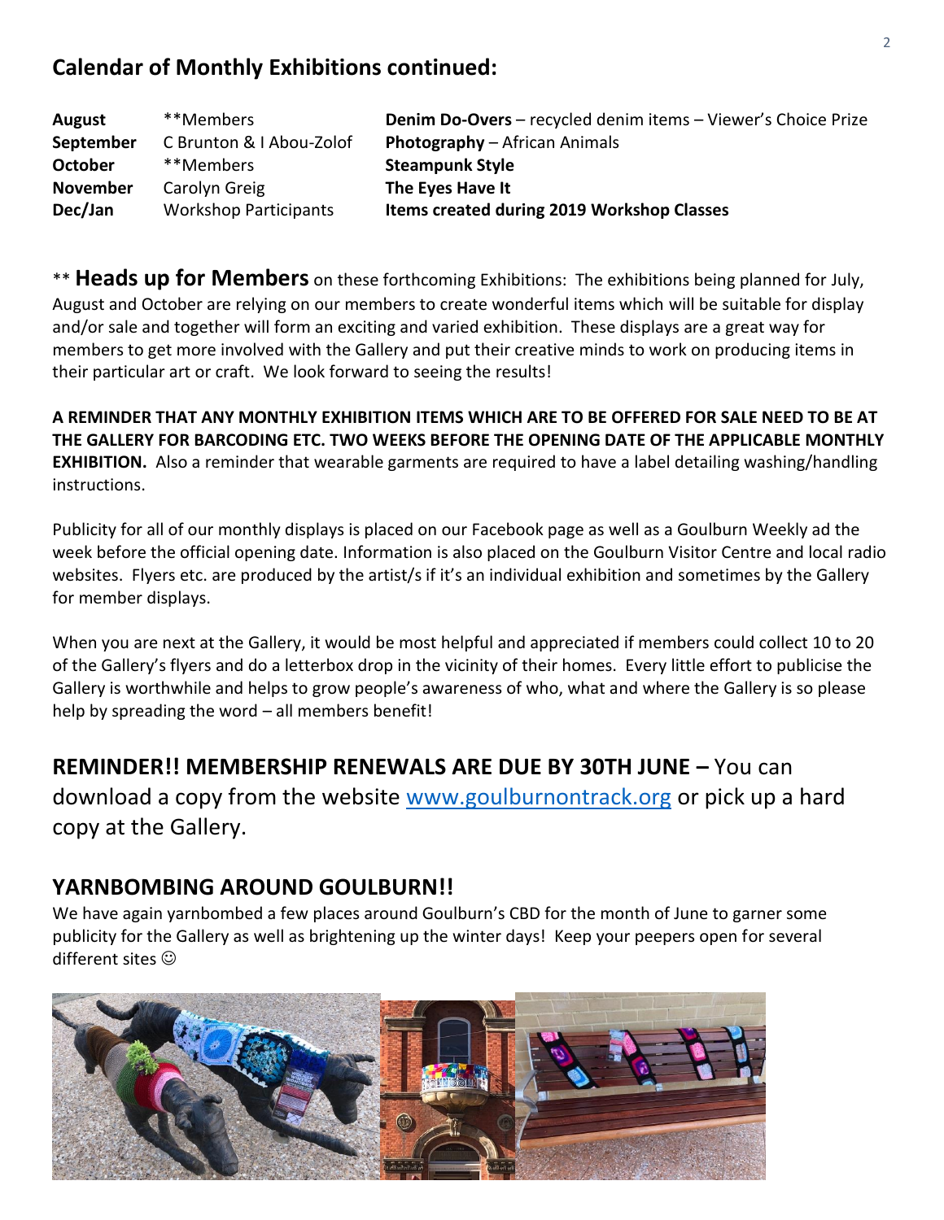## Calendar of Monthly Exhibitions continued:

| | | |
|---|---|---|
| **August** | **Members | **Denim Do-Overs** – recycled denim items – Viewer's Choice Prize |
| **September** | C Brunton & I Abou-Zolof | **Photography** – African Animals |
| **October** | **Members | **Steampunk Style** |
| **November** | Carolyn Greig | **The Eyes Have It** |
| **Dec/Jan** | Workshop Participants | **Items created during 2019 Workshop Classes** |

** **Heads up for Members** on these forthcoming Exhibitions: The exhibitions being planned for July, August and October are relying on our members to create wonderful items which will be suitable for display and/or sale and together will form an exciting and varied exhibition. These displays are a great way for members to get more involved with the Gallery and put their creative minds to work on producing items in their particular art or craft. We look forward to seeing the results!

**A REMINDER THAT ANY MONTHLY EXHIBITION ITEMS WHICH ARE TO BE OFFERED FOR SALE NEED TO BE AT THE GALLERY FOR BARCODING ETC. TWO WEEKS BEFORE THE OPENING DATE OF THE APPLICABLE MONTHLY EXHIBITION.** Also a reminder that wearable garments are required to have a label detailing washing/handling instructions.

Publicity for all of our monthly displays is placed on our Facebook page as well as a Goulburn Weekly ad the week before the official opening date. Information is also placed on the Goulburn Visitor Centre and local radio websites. Flyers etc. are produced by the artist/s if it's an individual exhibition and sometimes by the Gallery for member displays.

When you are next at the Gallery, it would be most helpful and appreciated if members could collect 10 to 20 of the Gallery's flyers and do a letterbox drop in the vicinity of their homes. Every little effort to publicise the Gallery is worthwhile and helps to grow people's awareness of who, what and where the Gallery is so please help by spreading the word – all members benefit!

**REMINDER!! MEMBERSHIP RENEWALS ARE DUE BY 30TH JUNE –** You can download a copy from the website www.goulburnontrack.org or pick up a hard copy at the Gallery.

## YARNBOMBING AROUND GOULBURN!!

We have again yarnbombed a few places around Goulburn's CBD for the month of June to garner some publicity for the Gallery as well as brightening up the winter days! Keep your peepers open for several different sites ☺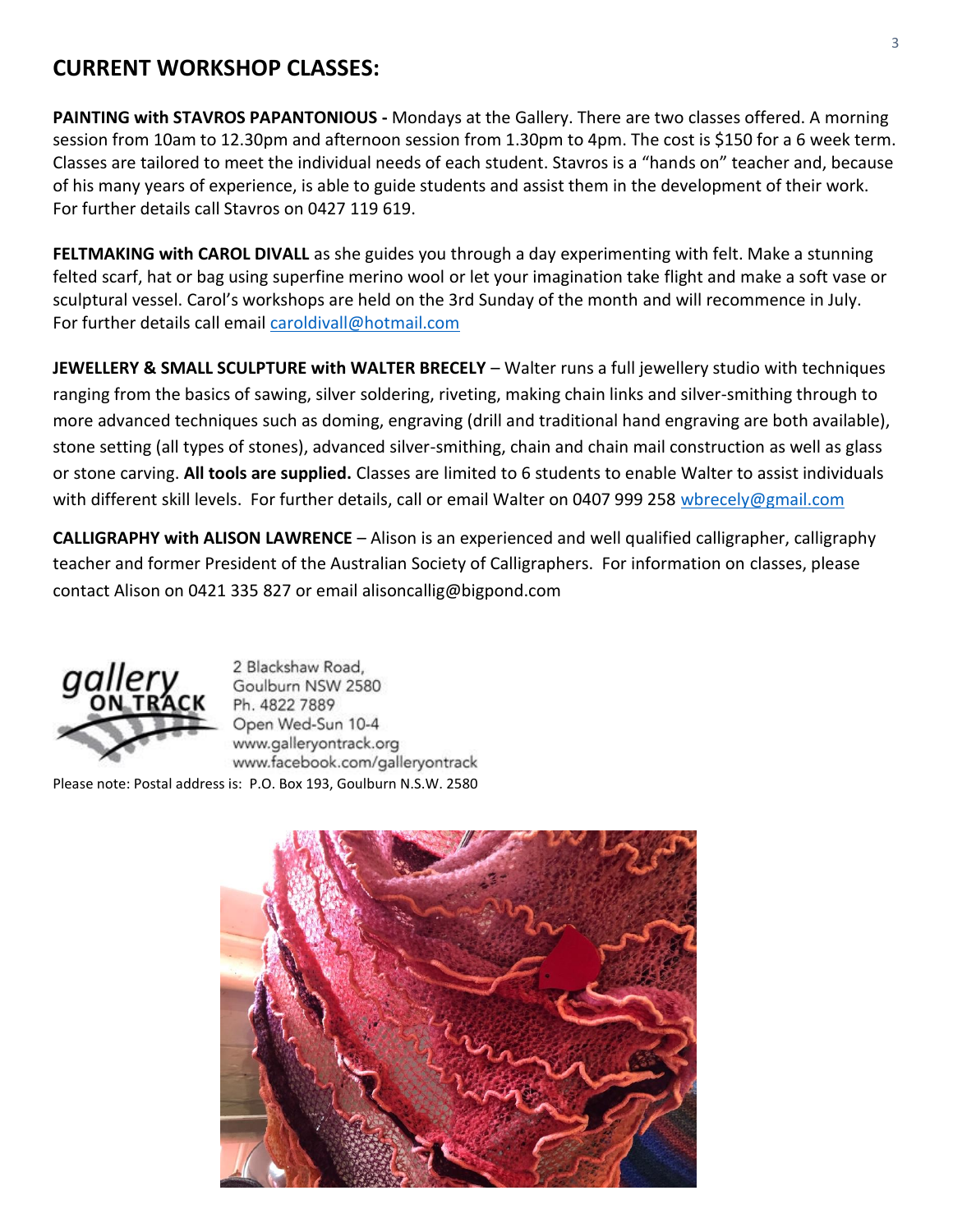## CURRENT WORKSHOP CLASSES:

**PAINTING with STAVROS PAPANTONIOUS -** Mondays at the Gallery. There are two classes offered. A morning session from 10am to 12.30pm and afternoon session from 1.30pm to 4pm. The cost is $150 for a 6 week term. Classes are tailored to meet the individual needs of each student. Stavros is a "hands on" teacher and, because of his many years of experience, is able to guide students and assist them in the development of their work. For further details call Stavros on 0427 119 619.

**FELTMAKING with CAROL DIVALL** as she guides you through a day experimenting with felt. Make a stunning felted scarf, hat or bag using superfine merino wool or let your imagination take flight and make a soft vase or sculptural vessel. Carol's workshops are held on the 3rd Sunday of the month and will recommence in July. For further details call email caroldivall@hotmail.com

**JEWELLERY & SMALL SCULPTURE with WALTER BRECELY** – Walter runs a full jewellery studio with techniques ranging from the basics of sawing, silver soldering, riveting, making chain links and silver-smithing through to more advanced techniques such as doming, engraving (drill and traditional hand engraving are both available), stone setting (all types of stones), advanced silver-smithing, chain and chain mail construction as well as glass or stone carving. **All tools are supplied.** Classes are limited to 6 students to enable Walter to assist individuals with different skill levels. For further details, call or email Walter on 0407 999 258 wbrecely@gmail.com

**CALLIGRAPHY with ALISON LAWRENCE** – Alison is an experienced and well qualified calligrapher, calligraphy teacher and former President of the Australian Society of Calligraphers. For information on classes, please contact Alison on 0421 335 827 or email alisoncallig@bigpond.com

gallery ON TRACK

2 Blackshaw Road,
Goulburn NSW 2580
Ph. 4822 7889
Open Wed-Sun 10-4
www.galleryontrack.org
www.facebook.com/galleryontrack

Please note: Postal address is: P.O. Box 193, Goulburn N.S.W. 2580